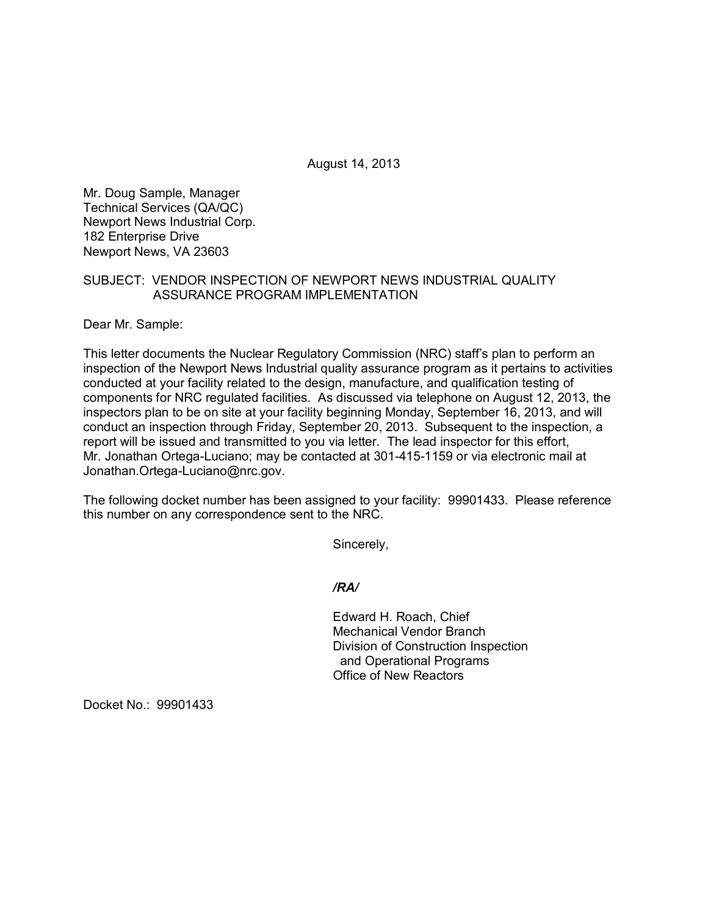August 14, 2013

Mr. Doug Sample, Manager
Technical Services (QA/QC)
Newport News Industrial Corp.
182 Enterprise Drive
Newport News, VA 23603

SUBJECT: VENDOR INSPECTION OF NEWPORT NEWS INDUSTRIAL QUALITY ASSURANCE PROGRAM IMPLEMENTATION

Dear Mr. Sample:

This letter documents the Nuclear Regulatory Commission (NRC) staff's plan to perform an inspection of the Newport News Industrial quality assurance program as it pertains to activities conducted at your facility related to the design, manufacture, and qualification testing of components for NRC regulated facilities. As discussed via telephone on August 12, 2013, the inspectors plan to be on site at your facility beginning Monday, September 16, 2013, and will conduct an inspection through Friday, September 20, 2013. Subsequent to the inspection, a report will be issued and transmitted to you via letter. The lead inspector for this effort, Mr. Jonathan Ortega-Luciano; may be contacted at 301-415-1159 or via electronic mail at Jonathan.Ortega-Luciano@nrc.gov.

The following docket number has been assigned to your facility: 99901433. Please reference this number on any correspondence sent to the NRC.

Sincerely,

***/RA/***

Edward H. Roach, Chief
Mechanical Vendor Branch
Division of Construction Inspection
and Operational Programs
Office of New Reactors

Docket No.: 99901433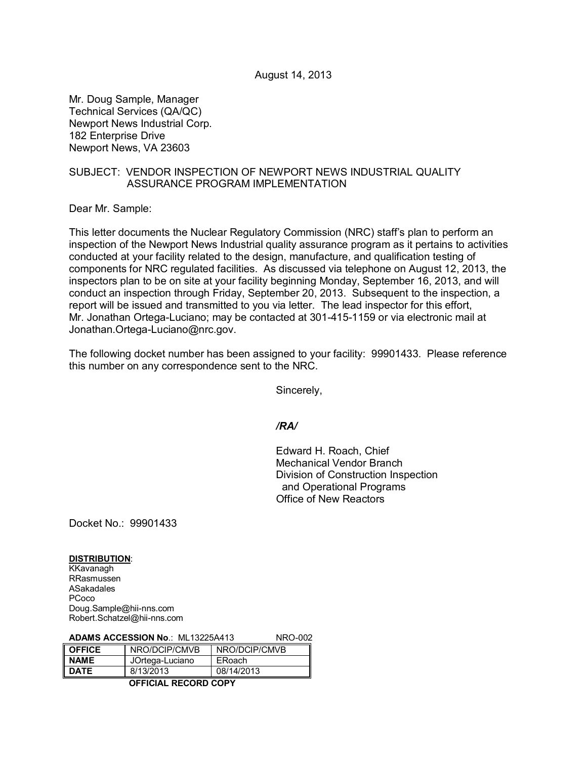August 14, 2013

Mr. Doug Sample, Manager
Technical Services (QA/QC)
Newport News Industrial Corp.
182 Enterprise Drive
Newport News, VA 23603

SUBJECT: VENDOR INSPECTION OF NEWPORT NEWS INDUSTRIAL QUALITY ASSURANCE PROGRAM IMPLEMENTATION

Dear Mr. Sample:

This letter documents the Nuclear Regulatory Commission (NRC) staff's plan to perform an inspection of the Newport News Industrial quality assurance program as it pertains to activities conducted at your facility related to the design, manufacture, and qualification testing of components for NRC regulated facilities. As discussed via telephone on August 12, 2013, the inspectors plan to be on site at your facility beginning Monday, September 16, 2013, and will conduct an inspection through Friday, September 20, 2013. Subsequent to the inspection, a report will be issued and transmitted to you via letter. The lead inspector for this effort, Mr. Jonathan Ortega-Luciano; may be contacted at 301-415-1159 or via electronic mail at Jonathan.Ortega-Luciano@nrc.gov.

The following docket number has been assigned to your facility: 99901433. Please reference this number on any correspondence sent to the NRC.

Sincerely,

*/RA/*

Edward H. Roach, Chief
Mechanical Vendor Branch
Division of Construction Inspection
and Operational Programs
Office of New Reactors

Docket No.: 99901433

**DISTRIBUTION**:
KKavanagh
RRasmussen
ASakadales
PCoco
Doug.Sample@hii-nns.com
Robert.Schatzel@hii-nns.com

**ADAMS ACCESSION No**.: ML13225A413 NRO-002

| **OFFICE** | NRO/DCIP/CMVB | NRO/DCIP/CMVB |
| --- | --- | --- |
| **NAME** | JOrtega-Luciano | ERoach |
| **DATE** | 8/13/2013 | 08/14/2013 |

**OFFICIAL RECORD COPY**